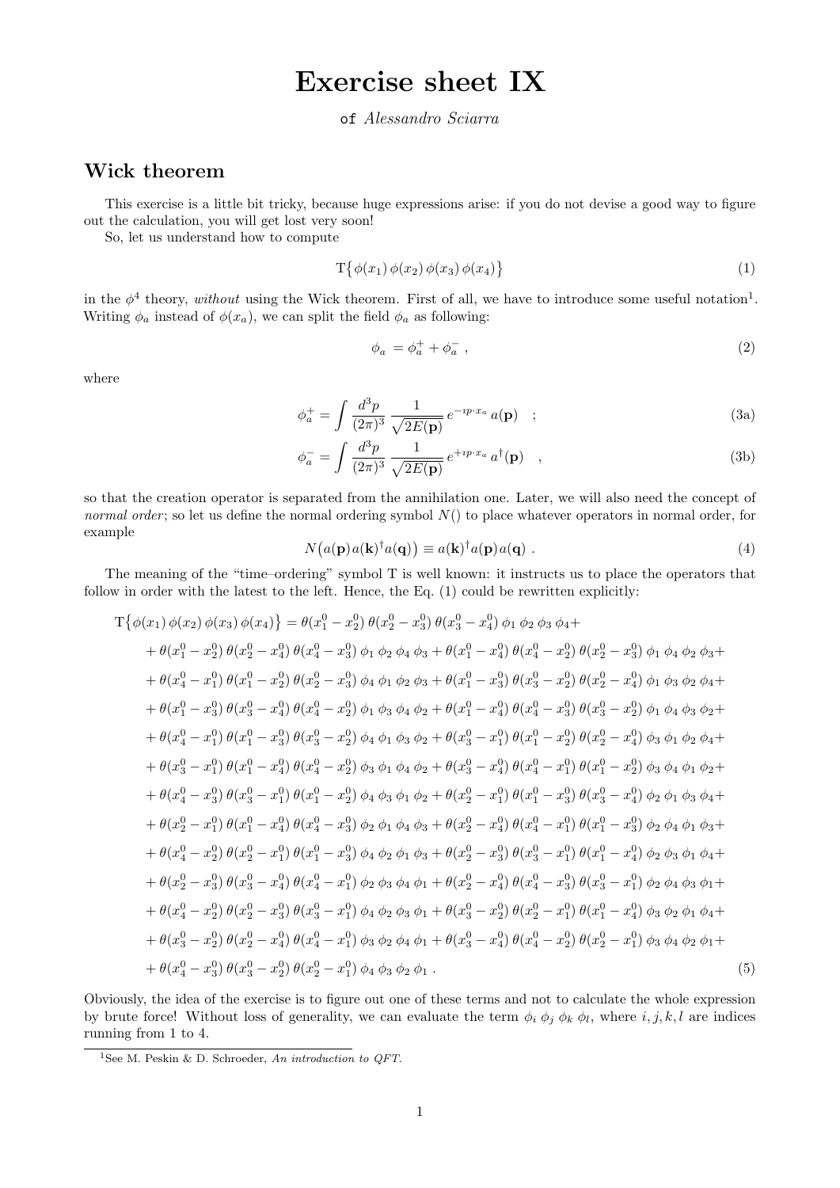# Exercise sheet IX

of *Alessandro Sciarra*

## Wick theorem

This exercise is a little bit tricky, because huge expressions arise: if you do not devise a good way to figure out the calculation, you will get lost very soon!

So, let us understand how to compute

$$\mathrm{T}\big\{\,\phi(x_1)\,\phi(x_2)\,\phi(x_3)\,\phi(x_4)\big\} \tag{1}$$

in the $\phi^4$ theory, *without* using the Wick theorem. First of all, we have to introduce some useful notation[1]. Writing $\phi_a$ instead of $\phi(x_a)$, we can split the field $\phi_a$ as following:

$$\phi_a \,= \phi_a^+ + \phi_a^- \;, \tag{2}$$

where

$$\phi_a^+ = \int \frac{d^3p}{(2\pi)^3}\,\frac{1}{\sqrt{2E(\mathbf{p})}}\,e^{-\imath p\cdot x_a}\,a(\mathbf{p}) \quad ; \tag{3a}$$

$$\phi_a^- = \int \frac{d^3p}{(2\pi)^3}\,\frac{1}{\sqrt{2E(\mathbf{p})}}\,e^{+\imath p\cdot x_a}\,a^\dagger(\mathbf{p}) \quad , \tag{3b}$$

so that the creation operator is separated from the annihilation one. Later, we will also need the concept of *normal order*; so let us define the normal ordering symbol $N()$ to place whatever operators in normal order, for example

$$N\big(a(\mathbf{p})\,a(\mathbf{k})^\dagger a(\mathbf{q})\big) \equiv a(\mathbf{k})^\dagger a(\mathbf{p})\,a(\mathbf{q}) \;. \tag{4}$$

The meaning of the "time–ordering" symbol T is well known: it instructs us to place the operators that follow in order with the latest to the left. Hence, the Eq. (1) could be rewritten explicitly:

$$\begin{aligned}
\mathrm{T}\big\{\phi(x_1)\,\phi(x_2)\,\phi(x_3)\,\phi(x_4)\big\} &= \theta(x_1^0-x_2^0)\,\theta(x_2^0-x_3^0)\,\theta(x_3^0-x_4^0)\,\phi_1\,\phi_2\,\phi_3\,\phi_4 + \\
&+ \theta(x_1^0-x_2^0)\,\theta(x_2^0-x_4^0)\,\theta(x_4^0-x_3^0)\,\phi_1\,\phi_2\,\phi_4\,\phi_3 + \theta(x_1^0-x_4^0)\,\theta(x_4^0-x_2^0)\,\theta(x_2^0-x_3^0)\,\phi_1\,\phi_4\,\phi_2\,\phi_3 + \\
&+ \theta(x_4^0-x_1^0)\,\theta(x_1^0-x_2^0)\,\theta(x_2^0-x_3^0)\,\phi_4\,\phi_1\,\phi_2\,\phi_3 + \theta(x_1^0-x_3^0)\,\theta(x_3^0-x_2^0)\,\theta(x_2^0-x_4^0)\,\phi_1\,\phi_3\,\phi_2\,\phi_4 + \\
&+ \theta(x_1^0-x_3^0)\,\theta(x_3^0-x_4^0)\,\theta(x_4^0-x_2^0)\,\phi_1\,\phi_3\,\phi_4\,\phi_2 + \theta(x_1^0-x_4^0)\,\theta(x_4^0-x_3^0)\,\theta(x_3^0-x_2^0)\,\phi_1\,\phi_4\,\phi_3\,\phi_2 + \\
&+ \theta(x_4^0-x_1^0)\,\theta(x_1^0-x_3^0)\,\theta(x_3^0-x_2^0)\,\phi_4\,\phi_1\,\phi_3\,\phi_2 + \theta(x_3^0-x_1^0)\,\theta(x_1^0-x_2^0)\,\theta(x_2^0-x_4^0)\,\phi_3\,\phi_1\,\phi_2\,\phi_4 + \\
&+ \theta(x_3^0-x_1^0)\,\theta(x_1^0-x_4^0)\,\theta(x_4^0-x_2^0)\,\phi_3\,\phi_1\,\phi_4\,\phi_2 + \theta(x_3^0-x_4^0)\,\theta(x_4^0-x_1^0)\,\theta(x_1^0-x_2^0)\,\phi_3\,\phi_4\,\phi_1\,\phi_2 + \\
&+ \theta(x_4^0-x_3^0)\,\theta(x_3^0-x_1^0)\,\theta(x_1^0-x_2^0)\,\phi_4\,\phi_3\,\phi_1\,\phi_2 + \theta(x_2^0-x_1^0)\,\theta(x_1^0-x_3^0)\,\theta(x_3^0-x_4^0)\,\phi_2\,\phi_1\,\phi_3\,\phi_4 + \\
&+ \theta(x_2^0-x_1^0)\,\theta(x_1^0-x_4^0)\,\theta(x_4^0-x_3^0)\,\phi_2\,\phi_1\,\phi_4\,\phi_3 + \theta(x_2^0-x_4^0)\,\theta(x_4^0-x_1^0)\,\theta(x_1^0-x_3^0)\,\phi_2\,\phi_4\,\phi_1\,\phi_3 + \\
&+ \theta(x_4^0-x_2^0)\,\theta(x_2^0-x_1^0)\,\theta(x_1^0-x_3^0)\,\phi_4\,\phi_2\,\phi_1\,\phi_3 + \theta(x_2^0-x_3^0)\,\theta(x_3^0-x_1^0)\,\theta(x_1^0-x_4^0)\,\phi_2\,\phi_3\,\phi_1\,\phi_4 + \\
&+ \theta(x_2^0-x_3^0)\,\theta(x_3^0-x_4^0)\,\theta(x_4^0-x_1^0)\,\phi_2\,\phi_3\,\phi_4\,\phi_1 + \theta(x_2^0-x_4^0)\,\theta(x_4^0-x_3^0)\,\theta(x_3^0-x_1^0)\,\phi_2\,\phi_4\,\phi_3\,\phi_1 + \\
&+ \theta(x_4^0-x_2^0)\,\theta(x_2^0-x_3^0)\,\theta(x_3^0-x_1^0)\,\phi_4\,\phi_2\,\phi_3\,\phi_1 + \theta(x_3^0-x_2^0)\,\theta(x_2^0-x_1^0)\,\theta(x_1^0-x_4^0)\,\phi_3\,\phi_2\,\phi_1\,\phi_4 + \\
&+ \theta(x_3^0-x_2^0)\,\theta(x_2^0-x_4^0)\,\theta(x_4^0-x_1^0)\,\phi_3\,\phi_2\,\phi_4\,\phi_1 + \theta(x_3^0-x_4^0)\,\theta(x_4^0-x_2^0)\,\theta(x_2^0-x_1^0)\,\phi_3\,\phi_4\,\phi_2\,\phi_1 + \\
&+ \theta(x_4^0-x_3^0)\,\theta(x_3^0-x_2^0)\,\theta(x_2^0-x_1^0)\,\phi_4\,\phi_3\,\phi_2\,\phi_1 \;.
\end{aligned} \tag{5}$$

Obviously, the idea of the exercise is to figure out one of these terms and not to calculate the whole expression by brute force! Without loss of generality, we can evaluate the term $\phi_i\,\phi_j\,\phi_k\,\phi_l$, where $i, j, k, l$ are indices running from 1 to 4.

[1] See M. Peskin & D. Schroeder, *An introduction to QFT*.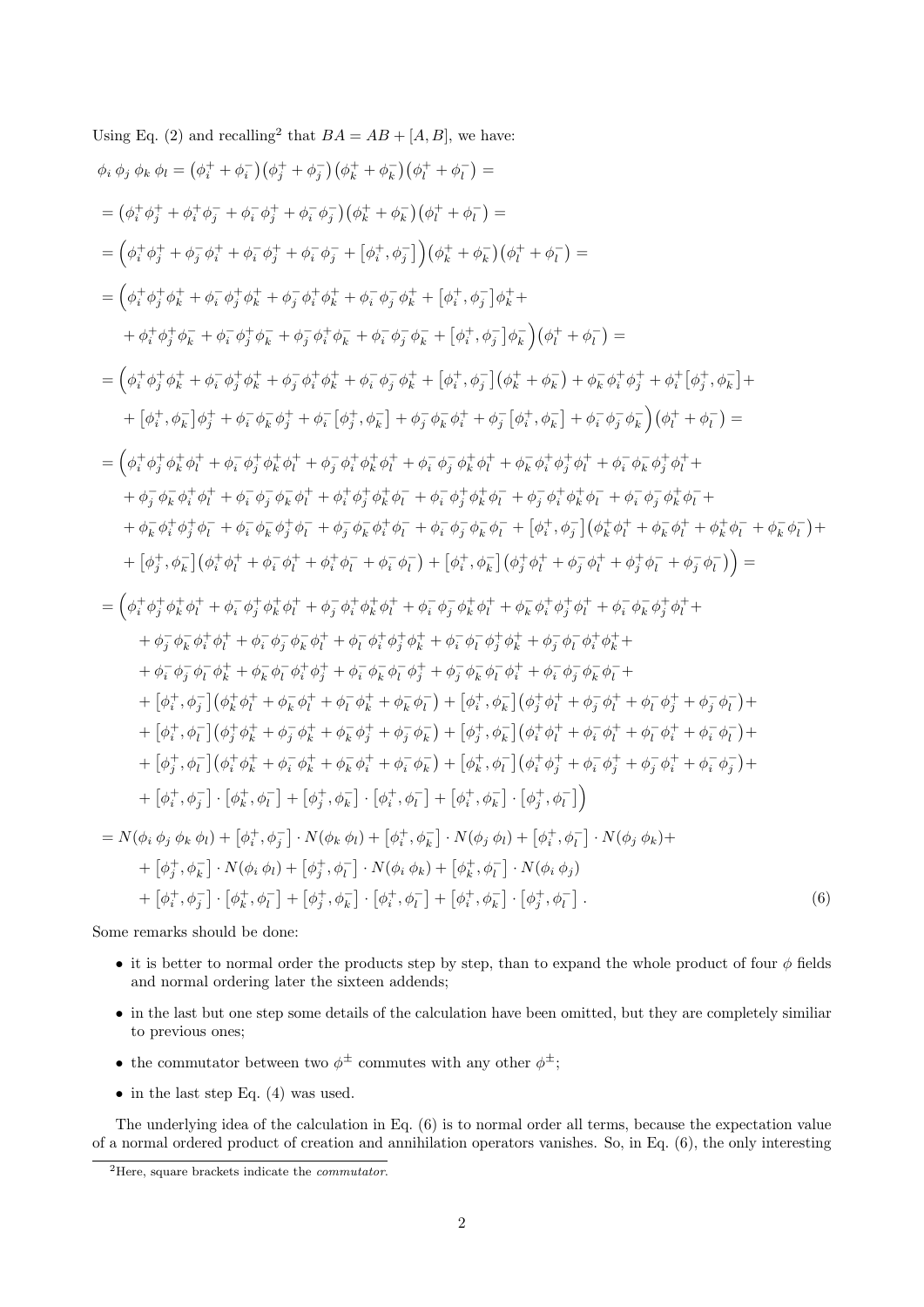Using Eq. (2) and recalling[2] that $BA = AB + [A, B]$, we have:

$$
\begin{aligned}
\phi_i\,\phi_j\,\phi_k\,\phi_l &= \left(\phi_i^+ + \phi_i^-\right)\left(\phi_j^+ + \phi_j^-\right)\left(\phi_k^+ + \phi_k^-\right)\left(\phi_l^+ + \phi_l^-\right) = \\
&= \left(\phi_i^+\phi_j^+ + \phi_i^+\phi_j^- + \phi_i^-\phi_j^+ + \phi_i^-\phi_j^-\right)\left(\phi_k^+ + \phi_k^-\right)\left(\phi_l^+ + \phi_l^-\right) = \\
&= \Big(\phi_i^+\phi_j^+ + \phi_j^-\phi_i^+ + \phi_i^-\phi_j^+ + \phi_i^-\phi_j^- + \left[\phi_i^+,\phi_j^-\right]\Big)\left(\phi_k^+ + \phi_k^-\right)\left(\phi_l^+ + \phi_l^-\right) = \\
&= \Big(\phi_i^+\phi_j^+\phi_k^+ + \phi_i^-\phi_j^+\phi_k^+ + \phi_j^-\phi_i^+\phi_k^+ + \phi_i^-\phi_j^-\phi_k^+ + \left[\phi_i^+,\phi_j^-\right]\phi_k^+ + \\
&\quad + \phi_i^+\phi_j^+\phi_k^- + \phi_i^-\phi_j^+\phi_k^- + \phi_j^-\phi_i^+\phi_k^- + \phi_i^-\phi_j^-\phi_k^- + \left[\phi_i^+,\phi_j^-\right]\phi_k^-\Big)\left(\phi_l^+ + \phi_l^-\right) = \\
&= \Big(\phi_i^+\phi_j^+\phi_k^+ + \phi_i^-\phi_j^+\phi_k^+ + \phi_j^-\phi_i^+\phi_k^+ + \phi_i^-\phi_j^-\phi_k^+ + \left[\phi_i^+,\phi_j^-\right]\left(\phi_k^+ + \phi_k^-\right) + \phi_k^-\phi_i^+\phi_j^+ + \phi_i^+\left[\phi_j^+,\phi_k^-\right] + \\
&\quad + \left[\phi_i^+,\phi_k^-\right]\phi_j^+ + \phi_i^-\phi_k^-\phi_j^+ + \phi_i^-\left[\phi_j^+,\phi_k^-\right] + \phi_j^-\phi_k^-\phi_i^+ + \phi_j^-\left[\phi_i^+,\phi_k^-\right] + \phi_i^-\phi_j^-\phi_k^-\Big)\left(\phi_l^+ + \phi_l^-\right) = \\
&= \Big(\phi_i^+\phi_j^+\phi_k^+\phi_l^+ + \phi_i^-\phi_j^+\phi_k^+\phi_l^+ + \phi_j^-\phi_i^+\phi_k^+\phi_l^+ + \phi_i^-\phi_j^-\phi_k^+\phi_l^+ + \phi_k^-\phi_i^+\phi_j^+\phi_l^+ + \phi_i^-\phi_k^-\phi_j^+\phi_l^+ + \\
&\quad + \phi_j^-\phi_k^-\phi_i^+\phi_l^+ + \phi_i^-\phi_j^-\phi_k^-\phi_l^+ + \phi_i^+\phi_j^+\phi_k^+\phi_l^- + \phi_i^-\phi_j^+\phi_k^+\phi_l^- + \phi_j^-\phi_i^+\phi_k^+\phi_l^- + \phi_i^-\phi_j^-\phi_k^+\phi_l^- + \\
&\quad + \phi_k^-\phi_i^+\phi_j^+\phi_l^- + \phi_i^-\phi_k^-\phi_j^+\phi_l^- + \phi_j^-\phi_k^-\phi_i^+\phi_l^- + \phi_i^-\phi_j^-\phi_k^-\phi_l^- + \left[\phi_i^+,\phi_j^-\right]\left(\phi_k^+\phi_l^+ + \phi_k^-\phi_l^+ + \phi_k^+\phi_l^- + \phi_k^-\phi_l^-\right) + \\
&\quad + \left[\phi_j^+,\phi_k^-\right]\left(\phi_i^+\phi_l^+ + \phi_i^-\phi_l^+ + \phi_i^+\phi_l^- + \phi_i^-\phi_l^-\right) + \left[\phi_i^+,\phi_k^-\right]\left(\phi_j^+\phi_l^+ + \phi_j^-\phi_l^+ + \phi_j^+\phi_l^- + \phi_j^-\phi_l^-\right)\Big) = \\
&= \Big(\phi_i^+\phi_j^+\phi_k^+\phi_l^+ + \phi_i^-\phi_j^+\phi_k^+\phi_l^+ + \phi_j^-\phi_i^+\phi_k^+\phi_l^+ + \phi_i^-\phi_j^-\phi_k^+\phi_l^+ + \phi_k^-\phi_i^+\phi_j^+\phi_l^+ + \phi_i^-\phi_k^-\phi_j^+\phi_l^+ + \\
&\quad + \phi_j^-\phi_k^-\phi_i^+\phi_l^+ + \phi_i^-\phi_j^-\phi_k^-\phi_l^+ + \phi_l^-\phi_i^+\phi_j^+\phi_k^+ + \phi_i^-\phi_l^-\phi_j^+\phi_k^+ + \phi_j^-\phi_l^-\phi_i^+\phi_k^+ + \\
&\quad + \phi_i^-\phi_j^-\phi_l^-\phi_k^+ + \phi_k^-\phi_l^-\phi_i^+\phi_j^+ + \phi_i^-\phi_k^-\phi_l^-\phi_j^+ + \phi_j^-\phi_k^-\phi_l^-\phi_i^+ + \phi_i^-\phi_j^-\phi_k^-\phi_l^- + \\
&\quad + \left[\phi_i^+,\phi_j^-\right]\left(\phi_k^+\phi_l^+ + \phi_k^-\phi_l^+ + \phi_l^-\phi_k^+ + \phi_k^-\phi_l^-\right) + \left[\phi_i^+,\phi_k^-\right]\left(\phi_j^+\phi_l^+ + \phi_j^-\phi_l^+ + \phi_l^-\phi_j^+ + \phi_j^-\phi_l^-\right) + \\
&\quad + \left[\phi_i^+,\phi_l^-\right]\left(\phi_j^+\phi_k^+ + \phi_j^-\phi_k^+ + \phi_k^-\phi_j^+ + \phi_j^-\phi_k^-\right) + \left[\phi_j^+,\phi_k^-\right]\left(\phi_i^+\phi_l^+ + \phi_i^-\phi_l^+ + \phi_l^-\phi_i^+ + \phi_i^-\phi_l^-\right) + \\
&\quad + \left[\phi_j^+,\phi_l^-\right]\left(\phi_i^+\phi_k^+ + \phi_i^-\phi_k^+ + \phi_k^-\phi_i^+ + \phi_i^-\phi_k^-\right) + \left[\phi_k^+,\phi_l^-\right]\left(\phi_i^+\phi_j^+ + \phi_i^-\phi_j^+ + \phi_j^-\phi_i^+ + \phi_i^-\phi_j^-\right) + \\
&\quad + \left[\phi_i^+,\phi_j^-\right]\cdot\left[\phi_k^+,\phi_l^-\right] + \left[\phi_j^+,\phi_k^-\right]\cdot\left[\phi_i^+,\phi_l^-\right] + \left[\phi_i^+,\phi_k^-\right]\cdot\left[\phi_j^+,\phi_l^-\right]\Big) \\
&= N(\phi_i\,\phi_j\,\phi_k\,\phi_l) + \left[\phi_i^+,\phi_j^-\right]\cdot N(\phi_k\,\phi_l) + \left[\phi_i^+,\phi_k^-\right]\cdot N(\phi_j\,\phi_l) + \left[\phi_i^+,\phi_l^-\right]\cdot N(\phi_j\,\phi_k) + \\
&\quad + \left[\phi_j^+,\phi_k^-\right]\cdot N(\phi_i\,\phi_l) + \left[\phi_j^+,\phi_l^-\right]\cdot N(\phi_i\,\phi_k) + \left[\phi_k^+,\phi_l^-\right]\cdot N(\phi_i\,\phi_j) \\
&\quad + \left[\phi_i^+,\phi_j^-\right]\cdot\left[\phi_k^+,\phi_l^-\right] + \left[\phi_j^+,\phi_k^-\right]\cdot\left[\phi_i^+,\phi_l^-\right] + \left[\phi_i^+,\phi_k^-\right]\cdot\left[\phi_j^+,\phi_l^-\right]. 
\end{aligned}
\tag{6}
$$

Some remarks should be done:

- it is better to normal order the products step by step, than to expand the whole product of four $\phi$ fields and normal ordering later the sixteen addends;
- in the last but one step some details of the calculation have been omitted, but they are completely similiar to previous ones;
- the commutator between two $\phi^\pm$ commutes with any other $\phi^\pm$;
- in the last step Eq. (4) was used.

The underlying idea of the calculation in Eq. (6) is to normal order all terms, because the expectation value of a normal ordered product of creation and annihilation operators vanishes. So, in Eq. (6), the only interesting

[2] Here, square brackets indicate the *commutator*.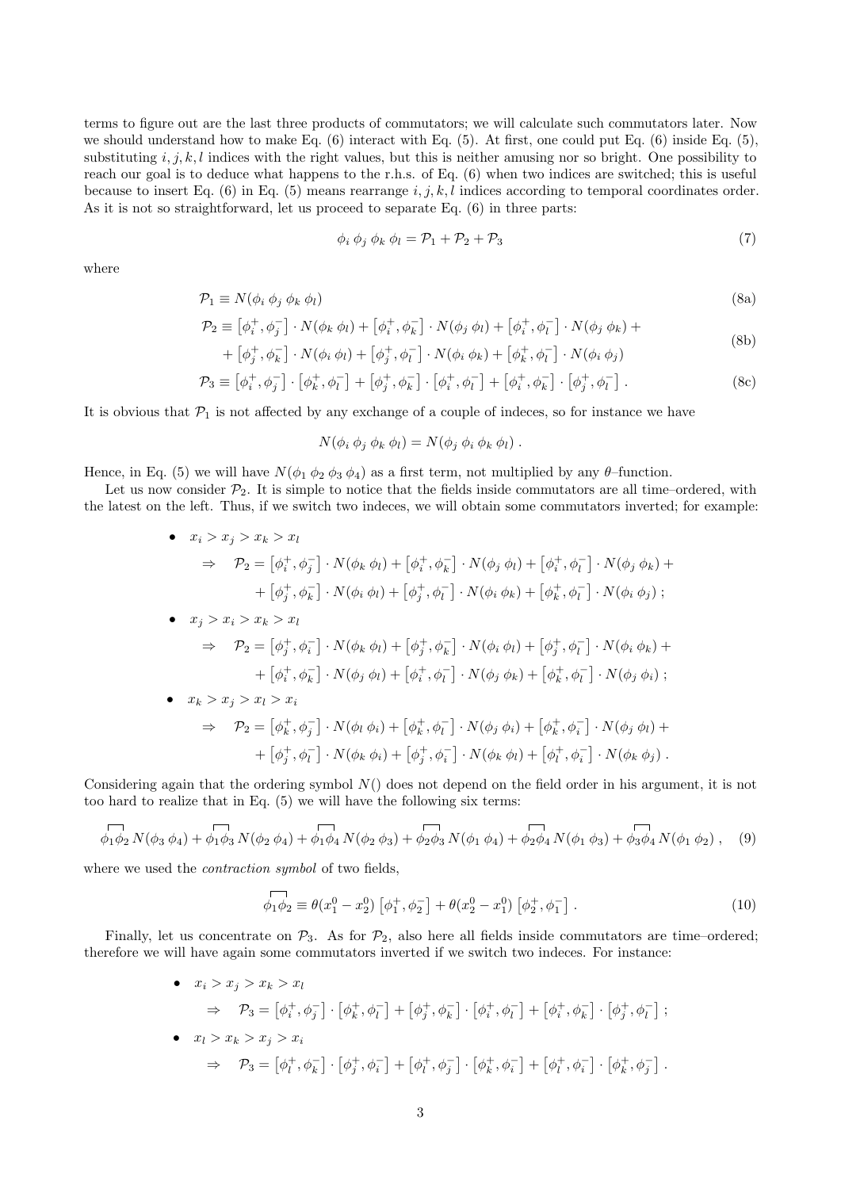terms to figure out are the last three products of commutators; we will calculate such commutators later. Now we should understand how to make Eq. (6) interact with Eq. (5). At first, one could put Eq. (6) inside Eq. (5), substituting $i, j, k, l$ indices with the right values, but this is neither amusing nor so bright. One possibility to reach our goal is to deduce what happens to the r.h.s. of Eq. (6) when two indices are switched; this is useful because to insert Eq. (6) in Eq. (5) means rearrange $i, j, k, l$ indices according to temporal coordinates order. As it is not so straightforward, let us proceed to separate Eq. (6) in three parts:

$$\phi_i\,\phi_j\,\phi_k\,\phi_l = \mathcal{P}_1 + \mathcal{P}_2 + \mathcal{P}_3 \tag{7}$$

where

$$\mathcal{P}_1 \equiv N(\phi_i\,\phi_j\,\phi_k\,\phi_l) \tag{8a}$$

$$\begin{aligned}\mathcal{P}_2 \equiv\ & \left[\phi_i^+,\phi_j^-\right]\cdot N(\phi_k\,\phi_l) + \left[\phi_i^+,\phi_k^-\right]\cdot N(\phi_j\,\phi_l) + \left[\phi_i^+,\phi_l^-\right]\cdot N(\phi_j\,\phi_k) + \\ & + \left[\phi_j^+,\phi_k^-\right]\cdot N(\phi_i\,\phi_l) + \left[\phi_j^+,\phi_l^-\right]\cdot N(\phi_i\,\phi_k) + \left[\phi_k^+,\phi_l^-\right]\cdot N(\phi_i\,\phi_j)\end{aligned} \tag{8b}$$

$$\mathcal{P}_3 \equiv \left[\phi_i^+,\phi_j^-\right]\cdot\left[\phi_k^+,\phi_l^-\right] + \left[\phi_j^+,\phi_k^-\right]\cdot\left[\phi_i^+,\phi_l^-\right] + \left[\phi_i^+,\phi_k^-\right]\cdot\left[\phi_j^+,\phi_l^-\right]. \tag{8c}$$

It is obvious that $\mathcal{P}_1$ is not affected by any exchange of a couple of indeces, so for instance we have

$$N(\phi_i\,\phi_j\,\phi_k\,\phi_l) = N(\phi_j\,\phi_i\,\phi_k\,\phi_l)\,.$$

Hence, in Eq. (5) we will have $N(\phi_1\,\phi_2\,\phi_3\,\phi_4)$ as a first term, not multiplied by any $\theta$–function.

Let us now consider $\mathcal{P}_2$. It is simple to notice that the fields inside commutators are all time–ordered, with the latest on the left. Thus, if we switch two indeces, we will obtain some commutators inverted; for example:

- $x_i > x_j > x_k > x_l$

$$\begin{aligned}\Rightarrow\quad \mathcal{P}_2 =\ & \left[\phi_i^+,\phi_j^-\right]\cdot N(\phi_k\,\phi_l) + \left[\phi_i^+,\phi_k^-\right]\cdot N(\phi_j\,\phi_l) + \left[\phi_i^+,\phi_l^-\right]\cdot N(\phi_j\,\phi_k) + \\ & + \left[\phi_j^+,\phi_k^-\right]\cdot N(\phi_i\,\phi_l) + \left[\phi_j^+,\phi_l^-\right]\cdot N(\phi_i\,\phi_k) + \left[\phi_k^+,\phi_l^-\right]\cdot N(\phi_i\,\phi_j)\,;\end{aligned}$$

- $x_j > x_i > x_k > x_l$

$$\begin{aligned}\Rightarrow\quad \mathcal{P}_2 =\ & \left[\phi_j^+,\phi_i^-\right]\cdot N(\phi_k\,\phi_l) + \left[\phi_j^+,\phi_k^-\right]\cdot N(\phi_i\,\phi_l) + \left[\phi_j^+,\phi_l^-\right]\cdot N(\phi_i\,\phi_k) + \\ & + \left[\phi_i^+,\phi_k^-\right]\cdot N(\phi_j\,\phi_l) + \left[\phi_i^+,\phi_l^-\right]\cdot N(\phi_j\,\phi_k) + \left[\phi_k^+,\phi_l^-\right]\cdot N(\phi_j\,\phi_i)\,;\end{aligned}$$

- $x_k > x_j > x_l > x_i$

$$\begin{aligned}\Rightarrow\quad \mathcal{P}_2 =\ & \left[\phi_k^+,\phi_j^-\right]\cdot N(\phi_l\,\phi_i) + \left[\phi_k^+,\phi_l^-\right]\cdot N(\phi_j\,\phi_i) + \left[\phi_k^+,\phi_i^-\right]\cdot N(\phi_j\,\phi_l) + \\ & + \left[\phi_j^+,\phi_l^-\right]\cdot N(\phi_k\,\phi_i) + \left[\phi_j^+,\phi_i^-\right]\cdot N(\phi_k\,\phi_l) + \left[\phi_l^+,\phi_i^-\right]\cdot N(\phi_k\,\phi_j)\,.\end{aligned}$$

Considering again that the ordering symbol $N()$ does not depend on the field order in his argument, it is not too hard to realize that in Eq. (5) we will have the following six terms:

$$\overbrace{\phi_1\phi_2}\,N(\phi_3\,\phi_4) + \overbrace{\phi_1\phi_3}\,N(\phi_2\,\phi_4) + \overbrace{\phi_1\phi_4}\,N(\phi_2\,\phi_3) + \overbrace{\phi_2\phi_3}\,N(\phi_1\,\phi_4) + \overbrace{\phi_2\phi_4}\,N(\phi_1\,\phi_3) + \overbrace{\phi_3\phi_4}\,N(\phi_1\,\phi_2)\,, \tag{9}$$

where we used the *contraction symbol* of two fields,

$$\overbrace{\phi_1\phi_2} \equiv \theta(x_1^0 - x_2^0)\left[\phi_1^+,\phi_2^-\right] + \theta(x_2^0 - x_1^0)\left[\phi_2^+,\phi_1^-\right]. \tag{10}$$

Finally, let us concentrate on $\mathcal{P}_3$. As for $\mathcal{P}_2$, also here all fields inside commutators are time–ordered; therefore we will have again some commutators inverted if we switch two indeces. For instance:

- $x_i > x_j > x_k > x_l$

$$\Rightarrow\quad \mathcal{P}_3 = \left[\phi_i^+,\phi_j^-\right]\cdot\left[\phi_k^+,\phi_l^-\right] + \left[\phi_j^+,\phi_k^-\right]\cdot\left[\phi_i^+,\phi_l^-\right] + \left[\phi_i^+,\phi_k^-\right]\cdot\left[\phi_j^+,\phi_l^-\right];$$

- $x_l > x_k > x_j > x_i$

$$\Rightarrow\quad \mathcal{P}_3 = \left[\phi_l^+,\phi_k^-\right]\cdot\left[\phi_j^+,\phi_i^-\right] + \left[\phi_l^+,\phi_j^-\right]\cdot\left[\phi_k^+,\phi_i^-\right] + \left[\phi_l^+,\phi_i^-\right]\cdot\left[\phi_k^+,\phi_j^-\right].$$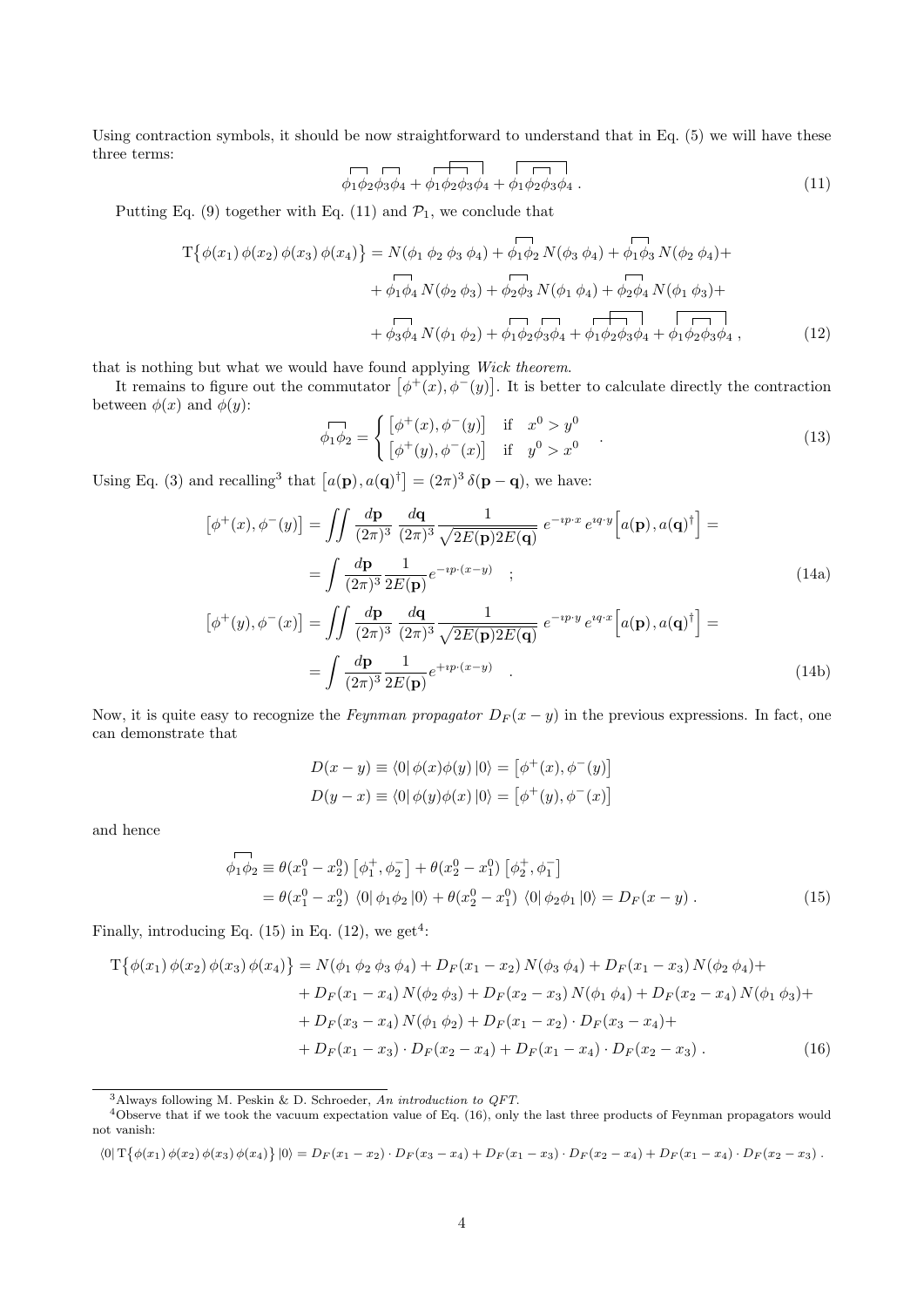Using contraction symbols, it should be now straightforward to understand that in Eq. (5) we will have these three terms:

$$
\contraction{}{\phi_1}{}{\phi_2}\phi_1\phi_2\contraction{}{\phi_3}{}{\phi_4}\phi_3\phi_4 + \contraction{}{\phi_1}{\phi_2}{\phi_3}\contraction[2ex]{\phi_1}{\phi_2}{\phi_3}{\phi_4}\phi_1\phi_2\phi_3\phi_4 + \contraction[2ex]{}{\phi_1}{\phi_2\phi_3}{\phi_4}\contraction{\phi_1}{\phi_2}{}{\phi_3}\phi_1\phi_2\phi_3\phi_4 \, . \tag{11}
$$

Putting Eq. (9) together with Eq. (11) and $\mathcal{P}_1$, we conclude that

$$
\begin{aligned}
\mathrm{T}\big\{\phi(x_1)\,\phi(x_2)\,\phi(x_3)\,\phi(x_4)\big\} = {} & N(\phi_1\,\phi_2\,\phi_3\,\phi_4) + \contraction{}{\phi_1}{}{\phi_2}\phi_1\phi_2\,N(\phi_3\,\phi_4) + \contraction{}{\phi_1}{}{\phi_3}\phi_1\phi_3\,N(\phi_2\,\phi_4) + \\
& + \contraction{}{\phi_1}{}{\phi_4}\phi_1\phi_4\,N(\phi_2\,\phi_3) + \contraction{}{\phi_2}{}{\phi_3}\phi_2\phi_3\,N(\phi_1\,\phi_4) + \contraction{}{\phi_2}{}{\phi_4}\phi_2\phi_4\,N(\phi_1\,\phi_3) + \\
& + \contraction{}{\phi_3}{}{\phi_4}\phi_3\phi_4\,N(\phi_1\,\phi_2) + \contraction{}{\phi_1}{}{\phi_2}\phi_1\phi_2\contraction{}{\phi_3}{}{\phi_4}\phi_3\phi_4 + \contraction{}{\phi_1}{\phi_2}{\phi_3}\contraction[2ex]{\phi_1}{\phi_2}{\phi_3}{\phi_4}\phi_1\phi_2\phi_3\phi_4 + \contraction[2ex]{}{\phi_1}{\phi_2\phi_3}{\phi_4}\contraction{\phi_1}{\phi_2}{}{\phi_3}\phi_1\phi_2\phi_3\phi_4 \, ,
\end{aligned} \tag{12}
$$

that is nothing but what we would have found applying *Wick theorem*.

It remains to figure out the commutator $\left[\phi^+(x), \phi^-(y)\right]$. It is better to calculate directly the contraction between $\phi(x)$ and $\phi(y)$:

$$
\contraction{}{\phi_1}{}{\phi_2}\phi_1\phi_2 = \begin{cases} \left[\phi^+(x), \phi^-(y)\right] & \text{if} \quad x^0 > y^0 \\ \left[\phi^+(y), \phi^-(x)\right] & \text{if} \quad y^0 > x^0 \end{cases} \quad . \tag{13}
$$

Using Eq. (3) and recalling[3] that $\left[a(\mathbf{p}), a(\mathbf{q})^\dagger\right] = (2\pi)^3\,\delta(\mathbf{p} - \mathbf{q})$, we have:

$$
\begin{aligned}
\left[\phi^+(x), \phi^-(y)\right] &= \iint \frac{d\mathbf{p}}{(2\pi)^3}\,\frac{d\mathbf{q}}{(2\pi)^3}\frac{1}{\sqrt{2E(\mathbf{p})2E(\mathbf{q})}}\; e^{-\imath p\cdot x}\, e^{\imath q\cdot y}\Big[a(\mathbf{p}), a(\mathbf{q})^\dagger\Big] = \\
&= \int \frac{d\mathbf{p}}{(2\pi)^3}\frac{1}{2E(\mathbf{p})} e^{-\imath p\cdot(x-y)} \quad ;
\end{aligned} \tag{14a}
$$

$$
\begin{aligned}
\left[\phi^+(y), \phi^-(x)\right] &= \iint \frac{d\mathbf{p}}{(2\pi)^3}\,\frac{d\mathbf{q}}{(2\pi)^3}\frac{1}{\sqrt{2E(\mathbf{p})2E(\mathbf{q})}}\; e^{-\imath p\cdot y}\, e^{\imath q\cdot x}\Big[a(\mathbf{p}), a(\mathbf{q})^\dagger\Big] = \\
&= \int \frac{d\mathbf{p}}{(2\pi)^3}\frac{1}{2E(\mathbf{p})} e^{+\imath p\cdot(x-y)} \quad .
\end{aligned} \tag{14b}
$$

Now, it is quite easy to recognize the *Feynman propagator* $D_F(x-y)$ in the previous expressions. In fact, one can demonstrate that

$$
\begin{aligned}
D(x-y) &\equiv \langle 0|\,\phi(x)\phi(y)\,|0\rangle = \left[\phi^+(x), \phi^-(y)\right] \\
D(y-x) &\equiv \langle 0|\,\phi(y)\phi(x)\,|0\rangle = \left[\phi^+(y), \phi^-(x)\right]
\end{aligned}
$$

and hence

$$
\begin{aligned}
\contraction{}{\phi_1}{}{\phi_2}\phi_1\phi_2 &\equiv \theta(x_1^0 - x_2^0)\left[\phi_1^+, \phi_2^-\right] + \theta(x_2^0 - x_1^0)\left[\phi_2^+, \phi_1^-\right] \\
&= \theta(x_1^0 - x_2^0)\;\langle 0|\,\phi_1\phi_2\,|0\rangle + \theta(x_2^0 - x_1^0)\;\langle 0|\,\phi_2\phi_1\,|0\rangle = D_F(x-y) \, .
\end{aligned} \tag{15}
$$

Finally, introducing Eq. (15) in Eq. (12), we get[4]:

$$
\begin{aligned}
\mathrm{T}\big\{\phi(x_1)\,\phi(x_2)\,\phi(x_3)\,\phi(x_4)\big\} = {} & N(\phi_1\,\phi_2\,\phi_3\,\phi_4) + D_F(x_1 - x_2)\,N(\phi_3\,\phi_4) + D_F(x_1 - x_3)\,N(\phi_2\,\phi_4) + \\
& + D_F(x_1 - x_4)\,N(\phi_2\,\phi_3) + D_F(x_2 - x_3)\,N(\phi_1\,\phi_4) + D_F(x_2 - x_4)\,N(\phi_1\,\phi_3) + \\
& + D_F(x_3 - x_4)\,N(\phi_1\,\phi_2) + D_F(x_1 - x_2)\cdot D_F(x_3 - x_4) + \\
& + D_F(x_1 - x_3)\cdot D_F(x_2 - x_4) + D_F(x_1 - x_4)\cdot D_F(x_2 - x_3) \, .
\end{aligned} \tag{16}
$$

---

[3] Always following M. Peskin & D. Schroeder, *An introduction to QFT.*

[4] Observe that if we took the vacuum expectation value of Eq. (16), only the last three products of Feynman propagators would not vanish:

$$
\langle 0|\,\mathrm{T}\big\{\phi(x_1)\,\phi(x_2)\,\phi(x_3)\,\phi(x_4)\big\}\,|0\rangle = D_F(x_1 - x_2)\cdot D_F(x_3 - x_4) + D_F(x_1 - x_3)\cdot D_F(x_2 - x_4) + D_F(x_1 - x_4)\cdot D_F(x_2 - x_3)\,.
$$